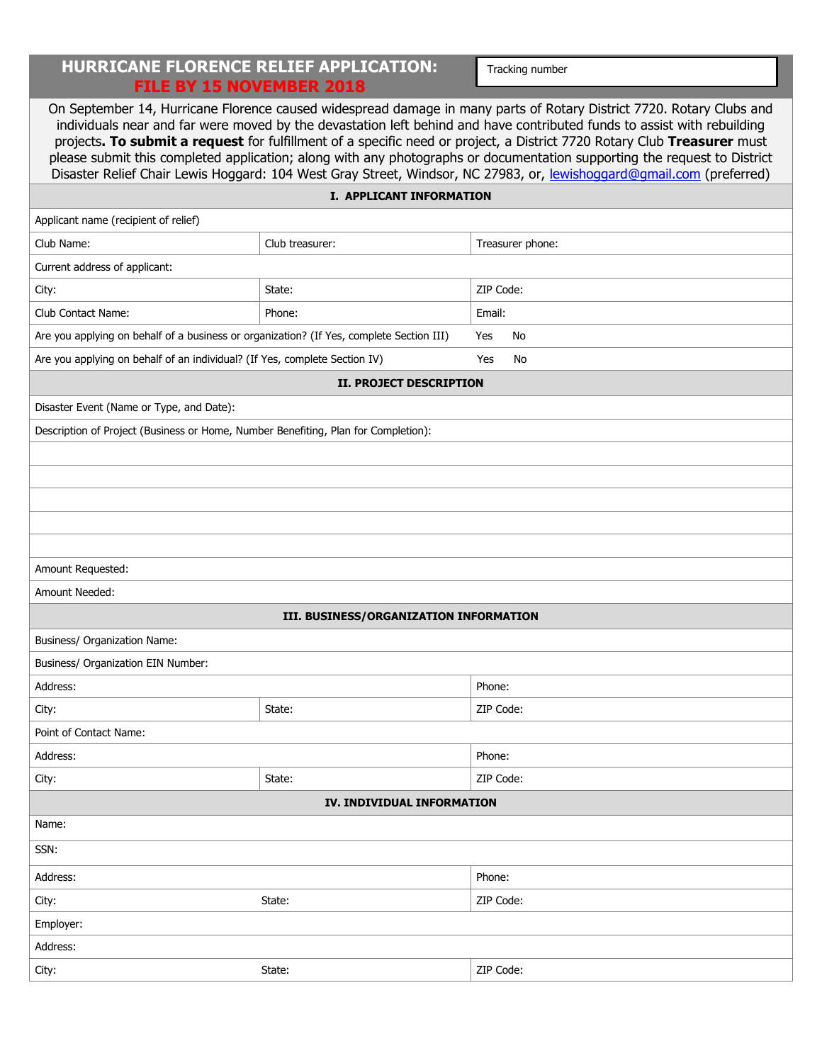# HURRICANE FLORENCE RELIEF APPLICATION: FILE BY 15 NOVEMBER 2018

Tracking number

On September 14, Hurricane Florence caused widespread damage in many parts of Rotary District 7720. Rotary Clubs and individuals near and far were moved by the devastation left behind and have contributed funds to assist with rebuilding projects**. To submit a request** for fulfillment of a specific need or project, a District 7720 Rotary Club **Treasurer** must please submit this completed application; along with any photographs or documentation supporting the request to District Disaster Relief Chair Lewis Hoggard: 104 West Gray Street, Windsor, NC 27983, or, lewishoggard@gmail.com (preferred)

## I. APPLICANT INFORMATION

| | | |
|---|---|---|
| Applicant name (recipient of relief) | | |
| Club Name: | Club treasurer: | Treasurer phone: |
| Current address of applicant: | | |
| City: | State: | ZIP Code: |
| Club Contact Name: | Phone: | Email: |
| Are you applying on behalf of a business or organization? (If Yes, complete Section III) | | Yes No |
| Are you applying on behalf of an individual? (If Yes, complete Section IV) | | Yes No |

## II. PROJECT DESCRIPTION

Disaster Event (Name or Type, and Date):

Description of Project (Business or Home, Number Benefiting, Plan for Completion):

Amount Requested:

Amount Needed:

## III. BUSINESS/ORGANIZATION INFORMATION

| | | |
|---|---|---|
| Business/ Organization Name: | | |
| Business/ Organization EIN Number: | | |
| Address: | | Phone: |
| City: | State: | ZIP Code: |
| Point of Contact Name: | | |
| Address: | | Phone: |
| City: | State: | ZIP Code: |

## IV. INDIVIDUAL INFORMATION

| | | |
|---|---|---|
| Name: | | |
| SSN: | | |
| Address: | | Phone: |
| City: | State: | ZIP Code: |
| Employer: | | |
| Address: | | |
| City: | State: | ZIP Code: |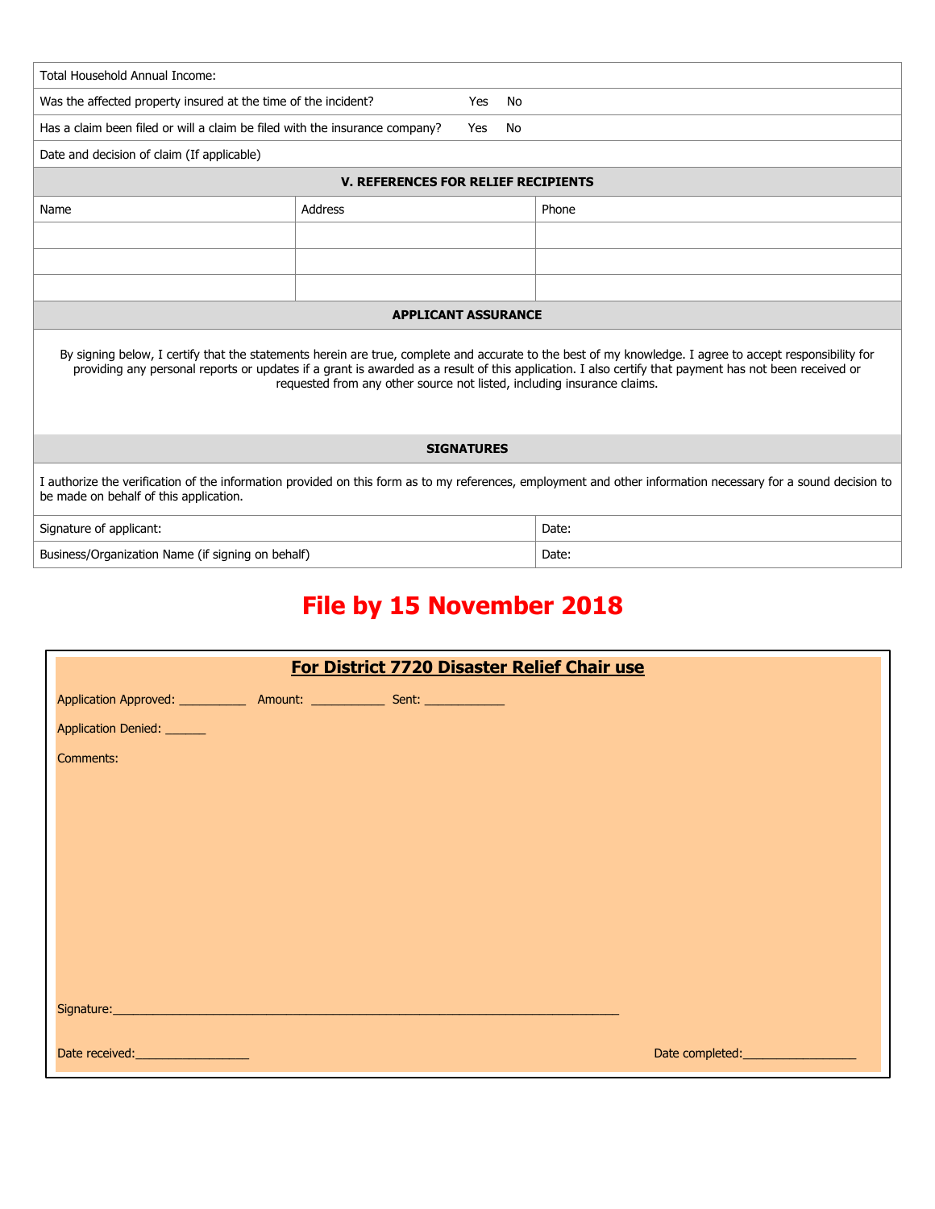| | | |
|---|---|---|
| Total Household Annual Income: | | |
| Was the affected property insured at the time of the incident? Yes No | | |
| Has a claim been filed or will a claim be filed with the insurance company? Yes No | | |
| Date and decision of claim (If applicable) | | |

**V. REFERENCES FOR RELIEF RECIPIENTS**

| Name | Address | Phone |
|---|---|---|
| | | |
| | | |
| | | |

**APPLICANT ASSURANCE**

By signing below, I certify that the statements herein are true, complete and accurate to the best of my knowledge. I agree to accept responsibility for providing any personal reports or updates if a grant is awarded as a result of this application. I also certify that payment has not been received or requested from any other source not listed, including insurance claims.

**SIGNATURES**

I authorize the verification of the information provided on this form as to my references, employment and other information necessary for a sound decision to be made on behalf of this application.

| | |
|---|---|
| Signature of applicant: | Date: |
| Business/Organization Name (if signing on behalf) | Date: |

# File by 15 November 2018

**For District 7720 Disaster Relief Chair use**

Application Approved: __________ Amount: ___________ Sent: ____________

Application Denied: ______

Comments:

Signature:_______________________________________________________________________________

Date received:_________________ Date completed:_________________